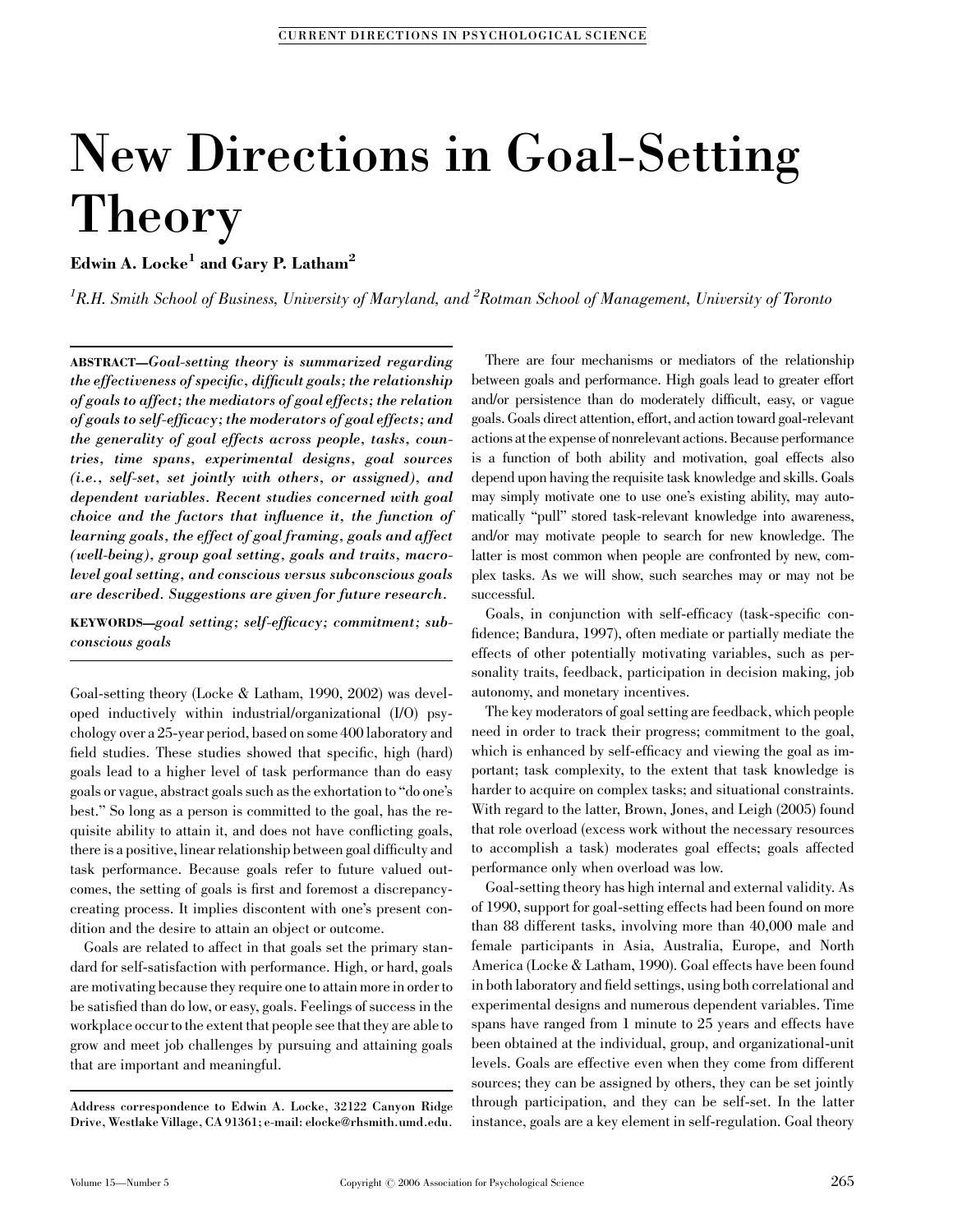# New Directions in Goal-Setting Theory

**Edwin A. Locke[1] and Gary P. Latham[2]**

*[1]R.H. Smith School of Business, University of Maryland, and [2]Rotman School of Management, University of Toronto*

**ABSTRACT**—*Goal-setting theory is summarized regarding the effectiveness of specific, difficult goals; the relationship of goals to affect; the mediators of goal effects; the relation of goals to self-efficacy; the moderators of goal effects; and the generality of goal effects across people, tasks, countries, time spans, experimental designs, goal sources (i.e., self-set, set jointly with others, or assigned), and dependent variables. Recent studies concerned with goal choice and the factors that influence it, the function of learning goals, the effect of goal framing, goals and affect (well-being), group goal setting, goals and traits, macro-level goal setting, and conscious versus subconscious goals are described. Suggestions are given for future research.*

**KEYWORDS**—*goal setting; self-efficacy; commitment; subconscious goals*

Goal-setting theory (Locke & Latham, 1990, 2002) was developed inductively within industrial/organizational (I/O) psychology over a 25-year period, based on some 400 laboratory and field studies. These studies showed that specific, high (hard) goals lead to a higher level of task performance than do easy goals or vague, abstract goals such as the exhortation to "do one's best." So long as a person is committed to the goal, has the requisite ability to attain it, and does not have conflicting goals, there is a positive, linear relationship between goal difficulty and task performance. Because goals refer to future valued outcomes, the setting of goals is first and foremost a discrepancy-creating process. It implies discontent with one's present condition and the desire to attain an object or outcome.

Goals are related to affect in that goals set the primary standard for self-satisfaction with performance. High, or hard, goals are motivating because they require one to attain more in order to be satisfied than do low, or easy, goals. Feelings of success in the workplace occur to the extent that people see that they are able to grow and meet job challenges by pursuing and attaining goals that are important and meaningful.

There are four mechanisms or mediators of the relationship between goals and performance. High goals lead to greater effort and/or persistence than do moderately difficult, easy, or vague goals. Goals direct attention, effort, and action toward goal-relevant actions at the expense of nonrelevant actions. Because performance is a function of both ability and motivation, goal effects also depend upon having the requisite task knowledge and skills. Goals may simply motivate one to use one's existing ability, may automatically "pull" stored task-relevant knowledge into awareness, and/or may motivate people to search for new knowledge. The latter is most common when people are confronted by new, complex tasks. As we will show, such searches may or may not be successful.

Goals, in conjunction with self-efficacy (task-specific confidence; Bandura, 1997), often mediate or partially mediate the effects of other potentially motivating variables, such as personality traits, feedback, participation in decision making, job autonomy, and monetary incentives.

The key moderators of goal setting are feedback, which people need in order to track their progress; commitment to the goal, which is enhanced by self-efficacy and viewing the goal as important; task complexity, to the extent that task knowledge is harder to acquire on complex tasks; and situational constraints. With regard to the latter, Brown, Jones, and Leigh (2005) found that role overload (excess work without the necessary resources to accomplish a task) moderates goal effects; goals affected performance only when overload was low.

Goal-setting theory has high internal and external validity. As of 1990, support for goal-setting effects had been found on more than 88 different tasks, involving more than 40,000 male and female participants in Asia, Australia, Europe, and North America (Locke & Latham, 1990). Goal effects have been found in both laboratory and field settings, using both correlational and experimental designs and numerous dependent variables. Time spans have ranged from 1 minute to 25 years and effects have been obtained at the individual, group, and organizational-unit levels. Goals are effective even when they come from different sources; they can be assigned by others, they can be set jointly through participation, and they can be self-set. In the latter instance, goals are a key element in self-regulation. Goal theory

Address correspondence to Edwin A. Locke, 32122 Canyon Ridge Drive, Westlake Village, CA 91361; e-mail: elocke@rhsmith.umd.edu.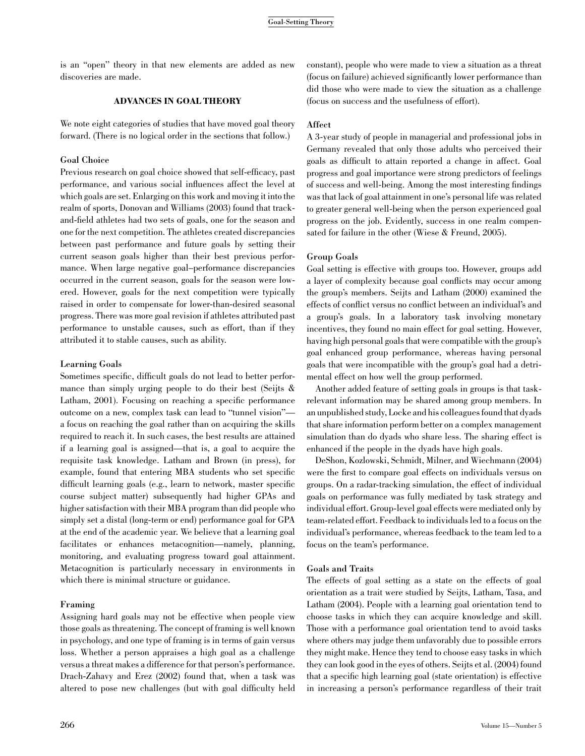is an "open" theory in that new elements are added as new discoveries are made.

## ADVANCES IN GOAL THEORY

We note eight categories of studies that have moved goal theory forward. (There is no logical order in the sections that follow.)

### Goal Choice

Previous research on goal choice showed that self-efficacy, past performance, and various social influences affect the level at which goals are set. Enlarging on this work and moving it into the realm of sports, Donovan and Williams (2003) found that track-and-field athletes had two sets of goals, one for the season and one for the next competition. The athletes created discrepancies between past performance and future goals by setting their current season goals higher than their best previous performance. When large negative goal–performance discrepancies occurred in the current season, goals for the season were lowered. However, goals for the next competition were typically raised in order to compensate for lower-than-desired seasonal progress. There was more goal revision if athletes attributed past performance to unstable causes, such as effort, than if they attributed it to stable causes, such as ability.

### Learning Goals

Sometimes specific, difficult goals do not lead to better performance than simply urging people to do their best (Seijts & Latham, 2001). Focusing on reaching a specific performance outcome on a new, complex task can lead to "tunnel vision"—a focus on reaching the goal rather than on acquiring the skills required to reach it. In such cases, the best results are attained if a learning goal is assigned—that is, a goal to acquire the requisite task knowledge. Latham and Brown (in press), for example, found that entering MBA students who set specific difficult learning goals (e.g., learn to network, master specific course subject matter) subsequently had higher GPAs and higher satisfaction with their MBA program than did people who simply set a distal (long-term or end) performance goal for GPA at the end of the academic year. We believe that a learning goal facilitates or enhances metacognition—namely, planning, monitoring, and evaluating progress toward goal attainment. Metacognition is particularly necessary in environments in which there is minimal structure or guidance.

### Framing

Assigning hard goals may not be effective when people view those goals as threatening. The concept of framing is well known in psychology, and one type of framing is in terms of gain versus loss. Whether a person appraises a high goal as a challenge versus a threat makes a difference for that person's performance. Drach-Zahavy and Erez (2002) found that, when a task was altered to pose new challenges (but with goal difficulty held constant), people who were made to view a situation as a threat (focus on failure) achieved significantly lower performance than did those who were made to view the situation as a challenge (focus on success and the usefulness of effort).

### Affect

A 3-year study of people in managerial and professional jobs in Germany revealed that only those adults who perceived their goals as difficult to attain reported a change in affect. Goal progress and goal importance were strong predictors of feelings of success and well-being. Among the most interesting findings was that lack of goal attainment in one's personal life was related to greater general well-being when the person experienced goal progress on the job. Evidently, success in one realm compensated for failure in the other (Wiese & Freund, 2005).

### Group Goals

Goal setting is effective with groups too. However, groups add a layer of complexity because goal conflicts may occur among the group's members. Seijts and Latham (2000) examined the effects of conflict versus no conflict between an individual's and a group's goals. In a laboratory task involving monetary incentives, they found no main effect for goal setting. However, having high personal goals that were compatible with the group's goal enhanced group performance, whereas having personal goals that were incompatible with the group's goal had a detrimental effect on how well the group performed.

Another added feature of setting goals in groups is that task-relevant information may be shared among group members. In an unpublished study, Locke and his colleagues found that dyads that share information perform better on a complex management simulation than do dyads who share less. The sharing effect is enhanced if the people in the dyads have high goals.

DeShon, Kozlowski, Schmidt, Milner, and Wiechmann (2004) were the first to compare goal effects on individuals versus on groups. On a radar-tracking simulation, the effect of individual goals on performance was fully mediated by task strategy and individual effort. Group-level goal effects were mediated only by team-related effort. Feedback to individuals led to a focus on the individual's performance, whereas feedback to the team led to a focus on the team's performance.

### Goals and Traits

The effects of goal setting as a state on the effects of goal orientation as a trait were studied by Seijts, Latham, Tasa, and Latham (2004). People with a learning goal orientation tend to choose tasks in which they can acquire knowledge and skill. Those with a performance goal orientation tend to avoid tasks where others may judge them unfavorably due to possible errors they might make. Hence they tend to choose easy tasks in which they can look good in the eyes of others. Seijts et al. (2004) found that a specific high learning goal (state orientation) is effective in increasing a person's performance regardless of their trait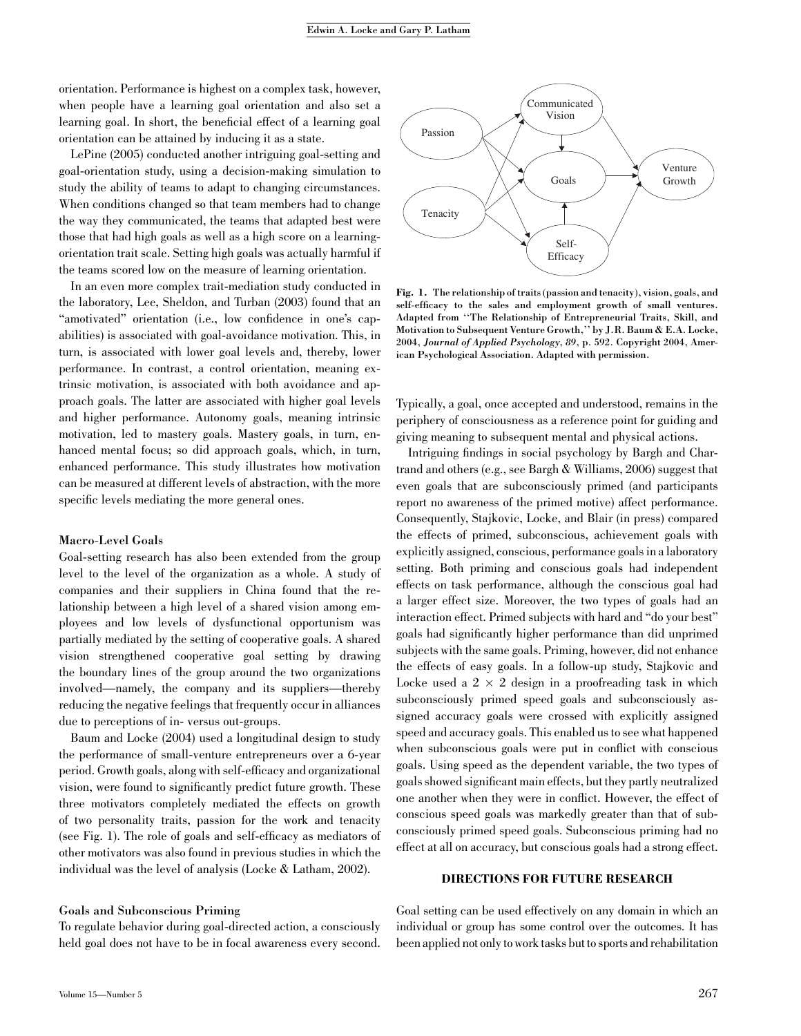orientation. Performance is highest on a complex task, however, when people have a learning goal orientation and also set a learning goal. In short, the beneficial effect of a learning goal orientation can be attained by inducing it as a state.

LePine (2005) conducted another intriguing goal-setting and goal-orientation study, using a decision-making simulation to study the ability of teams to adapt to changing circumstances. When conditions changed so that team members had to change the way they communicated, the teams that adapted best were those that had high goals as well as a high score on a learning-orientation trait scale. Setting high goals was actually harmful if the teams scored low on the measure of learning orientation.

In an even more complex trait-mediation study conducted in the laboratory, Lee, Sheldon, and Turban (2003) found that an "amotivated" orientation (i.e., low confidence in one's capabilities) is associated with goal-avoidance motivation. This, in turn, is associated with lower goal levels and, thereby, lower performance. In contrast, a control orientation, meaning extrinsic motivation, is associated with both avoidance and approach goals. The latter are associated with higher goal levels and higher performance. Autonomy goals, meaning intrinsic motivation, led to mastery goals. Mastery goals, in turn, enhanced mental focus; so did approach goals, which, in turn, enhanced performance. This study illustrates how motivation can be measured at different levels of abstraction, with the more specific levels mediating the more general ones.

### Macro-Level Goals

Goal-setting research has also been extended from the group level to the level of the organization as a whole. A study of companies and their suppliers in China found that the relationship between a high level of a shared vision among employees and low levels of dysfunctional opportunism was partially mediated by the setting of cooperative goals. A shared vision strengthened cooperative goal setting by drawing the boundary lines of the group around the two organizations involved—namely, the company and its suppliers—thereby reducing the negative feelings that frequently occur in alliances due to perceptions of in- versus out-groups.

Baum and Locke (2004) used a longitudinal design to study the performance of small-venture entrepreneurs over a 6-year period. Growth goals, along with self-efficacy and organizational vision, were found to significantly predict future growth. These three motivators completely mediated the effects on growth of two personality traits, passion for the work and tenacity (see Fig. 1). The role of goals and self-efficacy as mediators of other motivators was also found in previous studies in which the individual was the level of analysis (Locke & Latham, 2002).

**Fig. 1. The relationship of traits (passion and tenacity), vision, goals, and self-efficacy to the sales and employment growth of small ventures. Adapted from "The Relationship of Entrepreneurial Traits, Skill, and Motivation to Subsequent Venture Growth," by J.R. Baum & E.A. Locke, 2004, *Journal of Applied Psychology*, *89*, p. 592. Copyright 2004, American Psychological Association. Adapted with permission.**

### Goals and Subconscious Priming

To regulate behavior during goal-directed action, a consciously held goal does not have to be in focal awareness every second. Typically, a goal, once accepted and understood, remains in the periphery of consciousness as a reference point for guiding and giving meaning to subsequent mental and physical actions.

Intriguing findings in social psychology by Bargh and Chartrand and others (e.g., see Bargh & Williams, 2006) suggest that even goals that are subconsciously primed (and participants report no awareness of the primed motive) affect performance. Consequently, Stajkovic, Locke, and Blair (in press) compared the effects of primed, subconscious, achievement goals with explicitly assigned, conscious, performance goals in a laboratory setting. Both priming and conscious goals had independent effects on task performance, although the conscious goal had a larger effect size. Moreover, the two types of goals had an interaction effect. Primed subjects with hard and "do your best" goals had significantly higher performance than did unprimed subjects with the same goals. Priming, however, did not enhance the effects of easy goals. In a follow-up study, Stajkovic and Locke used a $2 \times 2$ design in a proofreading task in which subconsciously primed speed goals and subconsciously assigned accuracy goals were crossed with explicitly assigned speed and accuracy goals. This enabled us to see what happened when subconscious goals were put in conflict with conscious goals. Using speed as the dependent variable, the two types of goals showed significant main effects, but they partly neutralized one another when they were in conflict. However, the effect of conscious speed goals was markedly greater than that of subconsciously primed speed goals. Subconscious priming had no effect at all on accuracy, but conscious goals had a strong effect.

## DIRECTIONS FOR FUTURE RESEARCH

Goal setting can be used effectively on any domain in which an individual or group has some control over the outcomes. It has been applied not only to work tasks but to sports and rehabilitation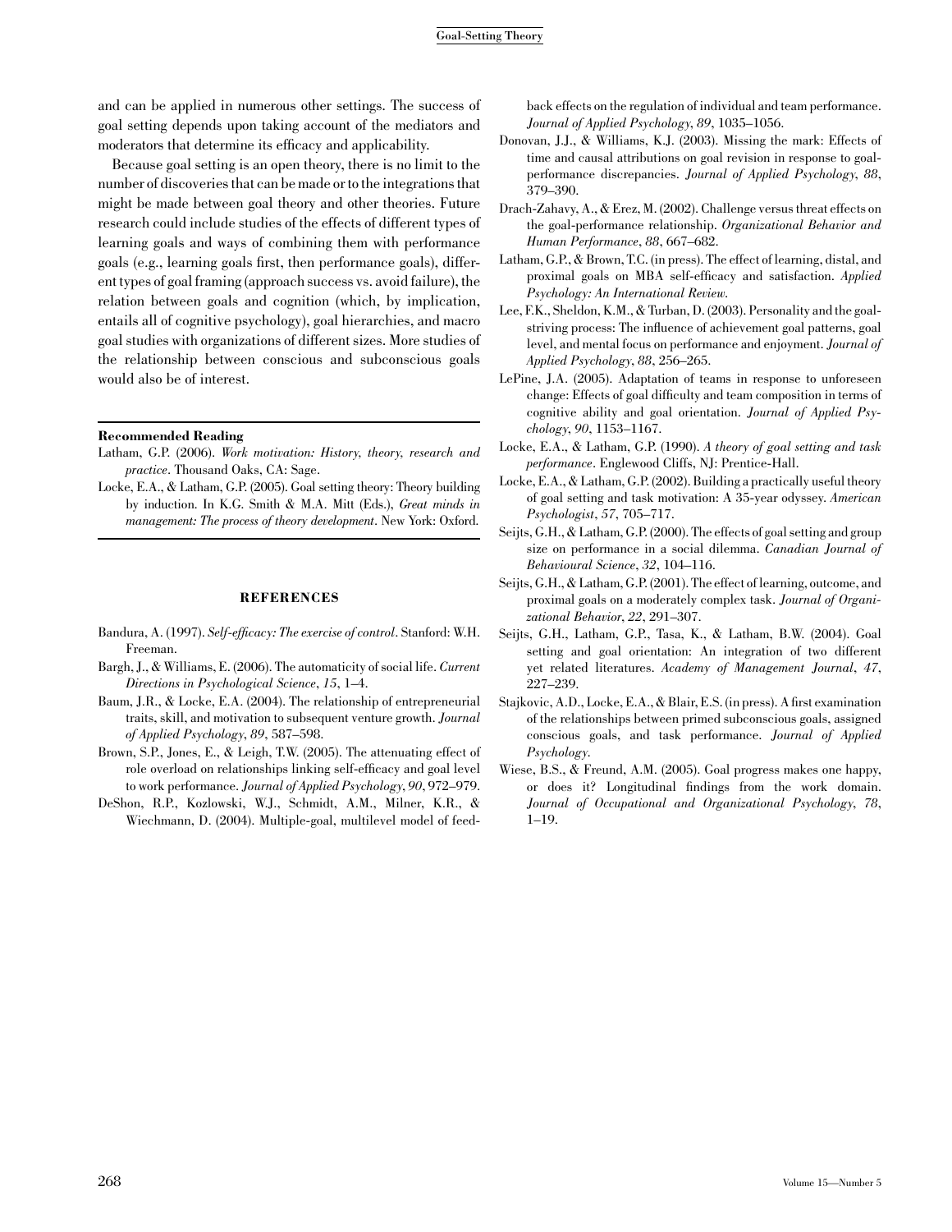and can be applied in numerous other settings. The success of goal setting depends upon taking account of the mediators and moderators that determine its efficacy and applicability.

Because goal setting is an open theory, there is no limit to the number of discoveries that can be made or to the integrations that might be made between goal theory and other theories. Future research could include studies of the effects of different types of learning goals and ways of combining them with performance goals (e.g., learning goals first, then performance goals), different types of goal framing (approach success vs. avoid failure), the relation between goals and cognition (which, by implication, entails all of cognitive psychology), goal hierarchies, and macro goal studies with organizations of different sizes. More studies of the relationship between conscious and subconscious goals would also be of interest.

**Recommended Reading**

Latham, G.P. (2006). *Work motivation: History, theory, research and practice*. Thousand Oaks, CA: Sage.

Locke, E.A., & Latham, G.P. (2005). Goal setting theory: Theory building by induction. In K.G. Smith & M.A. Mitt (Eds.), *Great minds in management: The process of theory development*. New York: Oxford.

## REFERENCES

Bandura, A. (1997). *Self-efficacy: The exercise of control*. Stanford: W.H. Freeman.

Bargh, J., & Williams, E. (2006). The automaticity of social life. *Current Directions in Psychological Science*, *15*, 1–4.

Baum, J.R., & Locke, E.A. (2004). The relationship of entrepreneurial traits, skill, and motivation to subsequent venture growth. *Journal of Applied Psychology*, *89*, 587–598.

Brown, S.P., Jones, E., & Leigh, T.W. (2005). The attenuating effect of role overload on relationships linking self-efficacy and goal level to work performance. *Journal of Applied Psychology*, *90*, 972–979.

DeShon, R.P., Kozlowski, W.J., Schmidt, A.M., Milner, K.R., & Wiechmann, D. (2004). Multiple-goal, multilevel model of feedback effects on the regulation of individual and team performance. *Journal of Applied Psychology*, *89*, 1035–1056.

Donovan, J.J., & Williams, K.J. (2003). Missing the mark: Effects of time and causal attributions on goal revision in response to goal-performance discrepancies. *Journal of Applied Psychology*, *88*, 379–390.

Drach-Zahavy, A., & Erez, M. (2002). Challenge versus threat effects on the goal-performance relationship. *Organizational Behavior and Human Performance*, *88*, 667–682.

Latham, G.P., & Brown, T.C. (in press). The effect of learning, distal, and proximal goals on MBA self-efficacy and satisfaction. *Applied Psychology: An International Review*.

Lee, F.K., Sheldon, K.M., & Turban, D. (2003). Personality and the goal-striving process: The influence of achievement goal patterns, goal level, and mental focus on performance and enjoyment. *Journal of Applied Psychology*, *88*, 256–265.

LePine, J.A. (2005). Adaptation of teams in response to unforeseen change: Effects of goal difficulty and team composition in terms of cognitive ability and goal orientation. *Journal of Applied Psychology*, *90*, 1153–1167.

Locke, E.A., & Latham, G.P. (1990). *A theory of goal setting and task performance*. Englewood Cliffs, NJ: Prentice-Hall.

Locke, E.A., & Latham, G.P. (2002). Building a practically useful theory of goal setting and task motivation: A 35-year odyssey. *American Psychologist*, *57*, 705–717.

Seijts, G.H., & Latham, G.P. (2000). The effects of goal setting and group size on performance in a social dilemma. *Canadian Journal of Behavioural Science*, *32*, 104–116.

Seijts, G.H., & Latham, G.P. (2001). The effect of learning, outcome, and proximal goals on a moderately complex task. *Journal of Organizational Behavior*, *22*, 291–307.

Seijts, G.H., Latham, G.P., Tasa, K., & Latham, B.W. (2004). Goal setting and goal orientation: An integration of two different yet related literatures. *Academy of Management Journal*, *47*, 227–239.

Stajkovic, A.D., Locke, E.A., & Blair, E.S. (in press). A first examination of the relationships between primed subconscious goals, assigned conscious goals, and task performance. *Journal of Applied Psychology*.

Wiese, B.S., & Freund, A.M. (2005). Goal progress makes one happy, or does it? Longitudinal findings from the work domain. *Journal of Occupational and Organizational Psychology*, *78*, 1–19.